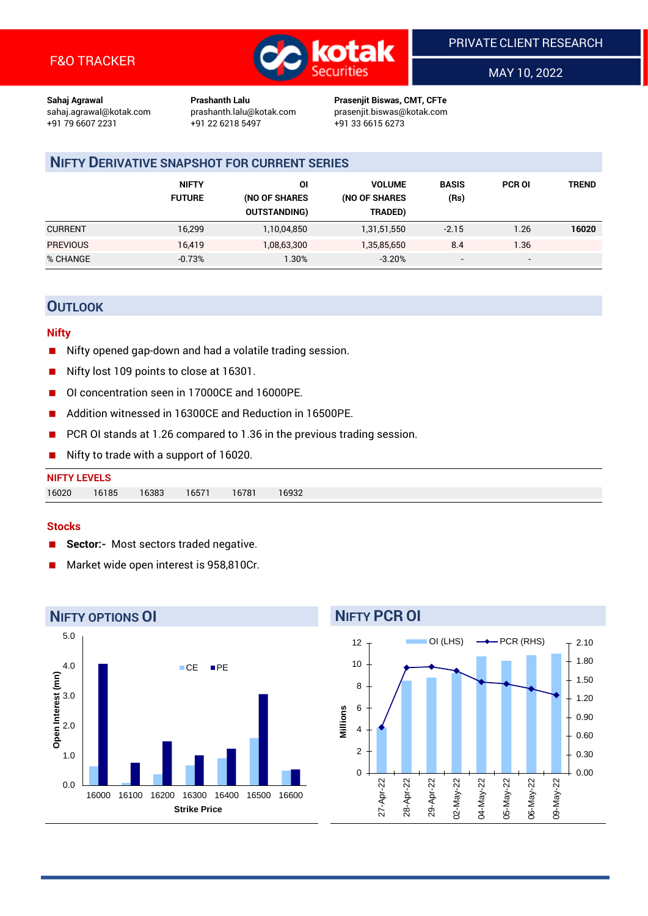F&O TRACKER

PRIVATE CLIENT RESEARCH

MAY 10, 2022

**Sahaj Agrawal**
sahaj.agrawal@kotak.com
+91 79 6607 2231

**Prashanth Lalu**
prashanth.lalu@kotak.com
+91 22 6218 5497

**Prasenjit Biswas, CMT, CFTe**
prasenjit.biswas@kotak.com
+91 33 6615 6273

## NIFTY DERIVATIVE SNAPSHOT FOR CURRENT SERIES

| | NIFTY FUTURE | OI (NO OF SHARES OUTSTANDING) | VOLUME (NO OF SHARES TRADED) | BASIS (Rs) | PCR OI | TREND |
|---|---|---|---|---|---|---|
| CURRENT | 16,299 | 1,10,04,850 | 1,31,51,550 | -2.15 | 1.26 | **16020** |
| PREVIOUS | 16,419 | 1,08,63,300 | 1,35,85,650 | 8.4 | 1.36 | |
| % CHANGE | -0.73% | 1.30% | -3.20% | - | - | |

## OUTLOOK

### Nifty

- Nifty opened gap-down and had a volatile trading session.
- Nifty lost 109 points to close at 16301.
- OI concentration seen in 17000CE and 16000PE.
- Addition witnessed in 16300CE and Reduction in 16500PE.
- PCR OI stands at 1.26 compared to 1.36 in the previous trading session.
- Nifty to trade with a support of 16020.

**NIFTY LEVELS**

| 16020 | 16185 | 16383 | 16571 | 16781 | 16932 |
|---|---|---|---|---|---|

### Stocks

- **Sector:-** Most sectors traded negative.
- Market wide open interest is 958,810Cr.

## NIFTY OPTIONS OI

## NIFTY PCR OI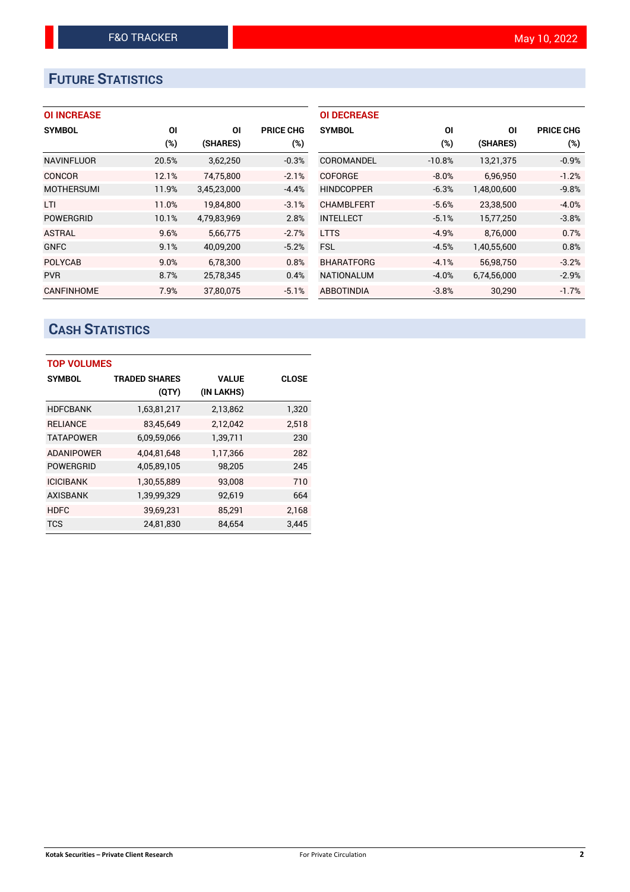## FUTURE STATISTICS

### OI INCREASE

| SYMBOL | OI (%) | OI (SHARES) | PRICE CHG (%) |
|---|---|---|---|
| NAVINFLUOR | 20.5% | 3,62,250 | -0.3% |
| CONCOR | 12.1% | 74,75,800 | -2.1% |
| MOTHERSUMI | 11.9% | 3,45,23,000 | -4.4% |
| LTI | 11.0% | 19,84,800 | -3.1% |
| POWERGRID | 10.1% | 4,79,83,969 | 2.8% |
| ASTRAL | 9.6% | 5,66,775 | -2.7% |
| GNFC | 9.1% | 40,09,200 | -5.2% |
| POLYCAB | 9.0% | 6,78,300 | 0.8% |
| PVR | 8.7% | 25,78,345 | 0.4% |
| CANFINHOME | 7.9% | 37,80,075 | -5.1% |

### OI DECREASE

| SYMBOL | OI (%) | OI (SHARES) | PRICE CHG (%) |
|---|---|---|---|
| COROMANDEL | -10.8% | 13,21,375 | -0.9% |
| COFORGE | -8.0% | 6,96,950 | -1.2% |
| HINDCOPPER | -6.3% | 1,48,00,600 | -9.8% |
| CHAMBLFERT | -5.6% | 23,38,500 | -4.0% |
| INTELLECT | -5.1% | 15,77,250 | -3.8% |
| LTTS | -4.9% | 8,76,000 | 0.7% |
| FSL | -4.5% | 1,40,55,600 | 0.8% |
| BHARATFORG | -4.1% | 56,98,750 | -3.2% |
| NATIONALUM | -4.0% | 6,74,56,000 | -2.9% |
| ABBOTINDIA | -3.8% | 30,290 | -1.7% |

## CASH STATISTICS

### TOP VOLUMES

| SYMBOL | TRADED SHARES (QTY) | VALUE (IN LAKHS) | CLOSE |
|---|---|---|---|
| HDFCBANK | 1,63,81,217 | 2,13,862 | 1,320 |
| RELIANCE | 83,45,649 | 2,12,042 | 2,518 |
| TATAPOWER | 6,09,59,066 | 1,39,711 | 230 |
| ADANIPOWER | 4,04,81,648 | 1,17,366 | 282 |
| POWERGRID | 4,05,89,105 | 98,205 | 245 |
| ICICIBANK | 1,30,55,889 | 93,008 | 710 |
| AXISBANK | 1,39,99,329 | 92,619 | 664 |
| HDFC | 39,69,231 | 85,291 | 2,168 |
| TCS | 24,81,830 | 84,654 | 3,445 |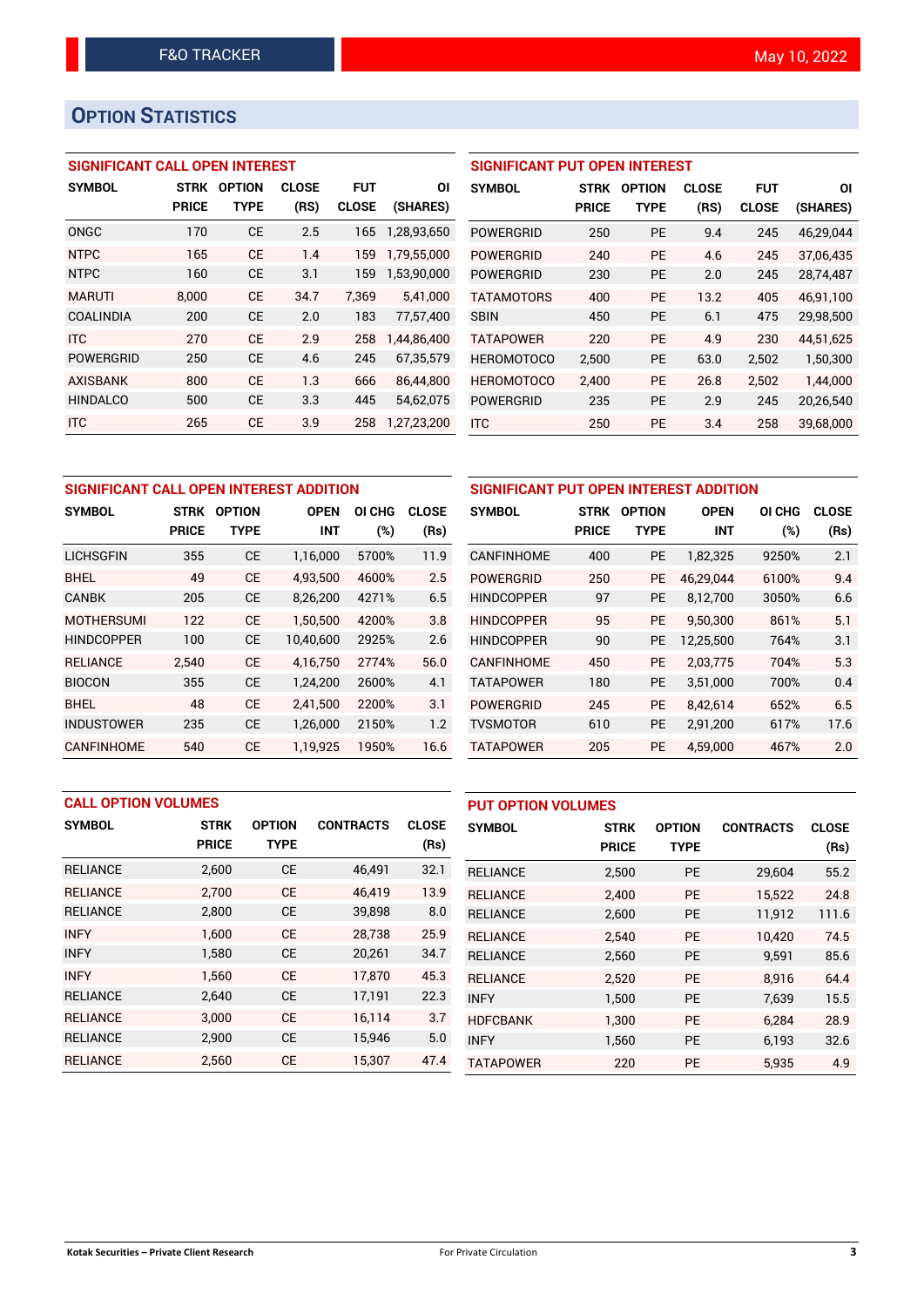F&O TRACKER — May 10, 2022

# OPTION STATISTICS

## SIGNIFICANT CALL OPEN INTEREST

| SYMBOL | STRK PRICE | OPTION TYPE | CLOSE (RS) | FUT CLOSE | OI (SHARES) |
|---|---|---|---|---|---|
| ONGC | 170 | CE | 2.5 | 165 | 1,28,93,650 |
| NTPC | 165 | CE | 1.4 | 159 | 1,79,55,000 |
| NTPC | 160 | CE | 3.1 | 159 | 1,53,90,000 |
| MARUTI | 8,000 | CE | 34.7 | 7,369 | 5,41,000 |
| COALINDIA | 200 | CE | 2.0 | 183 | 77,57,400 |
| ITC | 270 | CE | 2.9 | 258 | 1,44,86,400 |
| POWERGRID | 250 | CE | 4.6 | 245 | 67,35,579 |
| AXISBANK | 800 | CE | 1.3 | 666 | 86,44,800 |
| HINDALCO | 500 | CE | 3.3 | 445 | 54,62,075 |
| ITC | 265 | CE | 3.9 | 258 | 1,27,23,200 |

## SIGNIFICANT PUT OPEN INTEREST

| SYMBOL | STRK PRICE | OPTION TYPE | CLOSE (RS) | FUT CLOSE | OI (SHARES) |
|---|---|---|---|---|---|
| POWERGRID | 250 | PE | 9.4 | 245 | 46,29,044 |
| POWERGRID | 240 | PE | 4.6 | 245 | 37,06,435 |
| POWERGRID | 230 | PE | 2.0 | 245 | 28,74,487 |
| TATAMOTORS | 400 | PE | 13.2 | 405 | 46,91,100 |
| SBIN | 450 | PE | 6.1 | 475 | 29,98,500 |
| TATAPOWER | 220 | PE | 4.9 | 230 | 44,51,625 |
| HEROMOTOCO | 2,500 | PE | 63.0 | 2,502 | 1,50,300 |
| HEROMOTOCO | 2,400 | PE | 26.8 | 2,502 | 1,44,000 |
| POWERGRID | 235 | PE | 2.9 | 245 | 20,26,540 |
| ITC | 250 | PE | 3.4 | 258 | 39,68,000 |

## SIGNIFICANT CALL OPEN INTEREST ADDITION

| SYMBOL | STRK PRICE | OPTION TYPE | OPEN INT | OI CHG (%) | CLOSE (Rs) |
|---|---|---|---|---|---|
| LICHSGFIN | 355 | CE | 1,16,000 | 5700% | 11.9 |
| BHEL | 49 | CE | 4,93,500 | 4600% | 2.5 |
| CANBK | 205 | CE | 8,26,200 | 4271% | 6.5 |
| MOTHERSUMI | 122 | CE | 1,50,500 | 4200% | 3.8 |
| HINDCOPPER | 100 | CE | 10,40,600 | 2925% | 2.6 |
| RELIANCE | 2,540 | CE | 4,16,750 | 2774% | 56.0 |
| BIOCON | 355 | CE | 1,24,200 | 2600% | 4.1 |
| BHEL | 48 | CE | 2,41,500 | 2200% | 3.1 |
| INDUSTOWER | 235 | CE | 1,26,000 | 2150% | 1.2 |
| CANFINHOME | 540 | CE | 1,19,925 | 1950% | 16.6 |

## SIGNIFICANT PUT OPEN INTEREST ADDITION

| SYMBOL | STRK PRICE | OPTION TYPE | OPEN INT | OI CHG (%) | CLOSE (Rs) |
|---|---|---|---|---|---|
| CANFINHOME | 400 | PE | 1,82,325 | 9250% | 2.1 |
| POWERGRID | 250 | PE | 46,29,044 | 6100% | 9.4 |
| HINDCOPPER | 97 | PE | 8,12,700 | 3050% | 6.6 |
| HINDCOPPER | 95 | PE | 9,50,300 | 861% | 5.1 |
| HINDCOPPER | 90 | PE | 12,25,500 | 764% | 3.1 |
| CANFINHOME | 450 | PE | 2,03,775 | 704% | 5.3 |
| TATAPOWER | 180 | PE | 3,51,000 | 700% | 0.4 |
| POWERGRID | 245 | PE | 8,42,614 | 652% | 6.5 |
| TVSMOTOR | 610 | PE | 2,91,200 | 617% | 17.6 |
| TATAPOWER | 205 | PE | 4,59,000 | 467% | 2.0 |

## CALL OPTION VOLUMES

| SYMBOL | STRK PRICE | OPTION TYPE | CONTRACTS | CLOSE (Rs) |
|---|---|---|---|---|
| RELIANCE | 2,600 | CE | 46,491 | 32.1 |
| RELIANCE | 2,700 | CE | 46,419 | 13.9 |
| RELIANCE | 2,800 | CE | 39,898 | 8.0 |
| INFY | 1,600 | CE | 28,738 | 25.9 |
| INFY | 1,580 | CE | 20,261 | 34.7 |
| INFY | 1,560 | CE | 17,870 | 45.3 |
| RELIANCE | 2,640 | CE | 17,191 | 22.3 |
| RELIANCE | 3,000 | CE | 16,114 | 3.7 |
| RELIANCE | 2,900 | CE | 15,946 | 5.0 |
| RELIANCE | 2,560 | CE | 15,307 | 47.4 |

## PUT OPTION VOLUMES

| SYMBOL | STRK PRICE | OPTION TYPE | CONTRACTS | CLOSE (Rs) |
|---|---|---|---|---|
| RELIANCE | 2,500 | PE | 29,604 | 55.2 |
| RELIANCE | 2,400 | PE | 15,522 | 24.8 |
| RELIANCE | 2,600 | PE | 11,912 | 111.6 |
| RELIANCE | 2,540 | PE | 10,420 | 74.5 |
| RELIANCE | 2,560 | PE | 9,591 | 85.6 |
| RELIANCE | 2,520 | PE | 8,916 | 64.4 |
| INFY | 1,500 | PE | 7,639 | 15.5 |
| HDFCBANK | 1,300 | PE | 6,284 | 28.9 |
| INFY | 1,560 | PE | 6,193 | 32.6 |
| TATAPOWER | 220 | PE | 5,935 | 4.9 |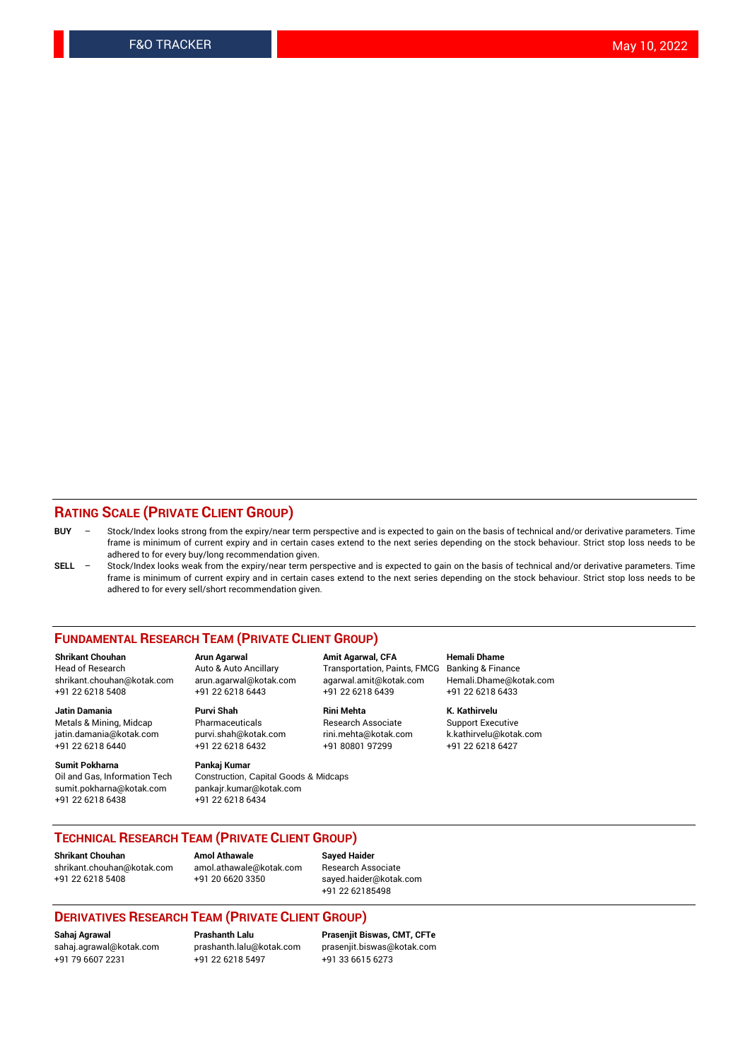## RATING SCALE (PRIVATE CLIENT GROUP)

**BUY** – Stock/Index looks strong from the expiry/near term perspective and is expected to gain on the basis of technical and/or derivative parameters. Time frame is minimum of current expiry and in certain cases extend to the next series depending on the stock behaviour. Strict stop loss needs to be adhered to for every buy/long recommendation given.

**SELL** – Stock/Index looks weak from the expiry/near term perspective and is expected to gain on the basis of technical and/or derivative parameters. Time frame is minimum of current expiry and in certain cases extend to the next series depending on the stock behaviour. Strict stop loss needs to be adhered to for every sell/short recommendation given.

## FUNDAMENTAL RESEARCH TEAM (PRIVATE CLIENT GROUP)

**Shrikant Chouhan**
Head of Research
shrikant.chouhan@kotak.com
+91 22 6218 5408

**Arun Agarwal**
Auto & Auto Ancillary
arun.agarwal@kotak.com
+91 22 6218 6443

**Amit Agarwal, CFA**
Transportation, Paints, FMCG
agarwal.amit@kotak.com
+91 22 6218 6439

**Hemali Dhame**
Banking & Finance
Hemali.Dhame@kotak.com
+91 22 6218 6433

**Jatin Damania**
Metals & Mining, Midcap
jatin.damania@kotak.com
+91 22 6218 6440

**Purvi Shah**
Pharmaceuticals
purvi.shah@kotak.com
+91 22 6218 6432

**Rini Mehta**
Research Associate
rini.mehta@kotak.com
+91 80801 97299

**K. Kathirvelu**
Support Executive
k.kathirvelu@kotak.com
+91 22 6218 6427

**Sumit Pokharna**
Oil and Gas, Information Tech
sumit.pokharna@kotak.com
+91 22 6218 6438

**Pankaj Kumar**
Construction, Capital Goods & Midcaps
pankajr.kumar@kotak.com
+91 22 6218 6434

## TECHNICAL RESEARCH TEAM (PRIVATE CLIENT GROUP)

**Shrikant Chouhan**
shrikant.chouhan@kotak.com
+91 22 6218 5408

**Amol Athawale**
amol.athawale@kotak.com
+91 20 6620 3350

**Sayed Haider**
Research Associate
sayed.haider@kotak.com
+91 22 62185498

## DERIVATIVES RESEARCH TEAM (PRIVATE CLIENT GROUP)

**Sahaj Agrawal**
sahaj.agrawal@kotak.com
+91 79 6607 2231

**Prashanth Lalu**
prashanth.lalu@kotak.com
+91 22 6218 5497

**Prasenjit Biswas, CMT, CFTe**
prasenjit.biswas@kotak.com
+91 33 6615 6273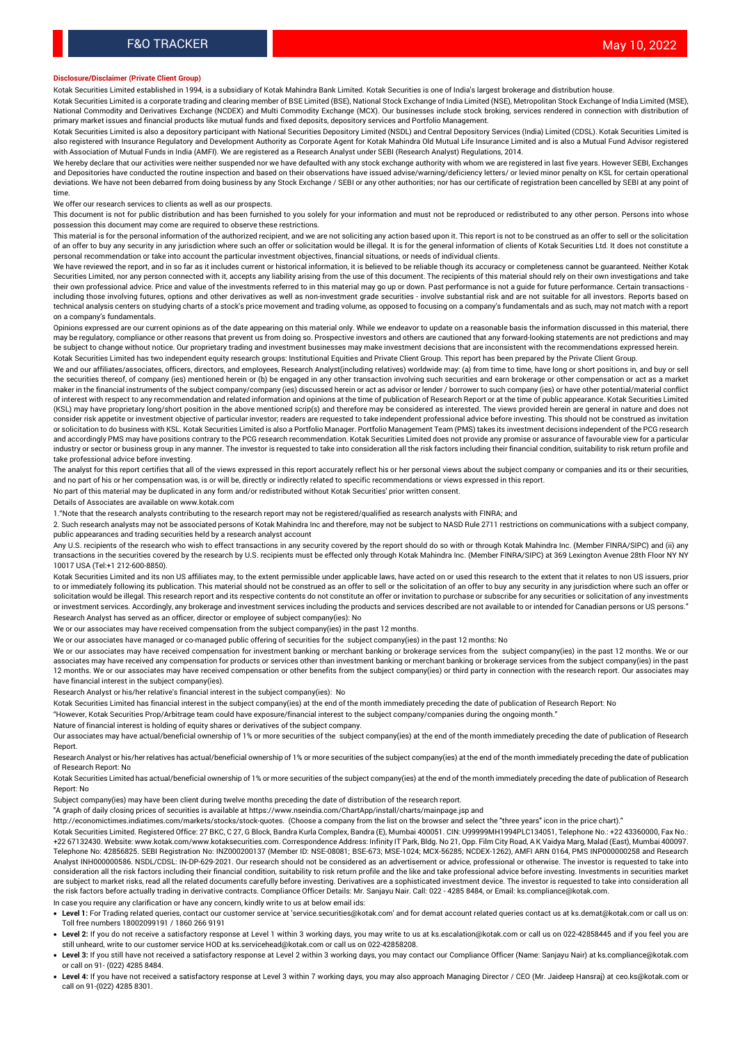**Disclosure/Disclaimer (Private Client Group)**

Kotak Securities Limited established in 1994, is a subsidiary of Kotak Mahindra Bank Limited. Kotak Securities is one of India's largest brokerage and distribution house.

Kotak Securities Limited is a corporate trading and clearing member of BSE Limited (BSE), National Stock Exchange of India Limited (NSE), Metropolitan Stock Exchange of India Limited (MSE), National Commodity and Derivatives Exchange (NCDEX) and Multi Commodity Exchange (MCX). Our businesses include stock broking, services rendered in connection with distribution of primary market issues and financial products like mutual funds and fixed deposits, depository services and Portfolio Management.

Kotak Securities Limited is also a depository participant with National Securities Depository Limited (NSDL) and Central Depository Services (India) Limited (CDSL). Kotak Securities Limited is also registered with Insurance Regulatory and Development Authority as Corporate Agent for Kotak Mahindra Old Mutual Life Insurance Limited and is also a Mutual Fund Advisor registered with Association of Mutual Funds in India (AMFI). We are registered as a Research Analyst under SEBI (Research Analyst) Regulations, 2014.

We hereby declare that our activities were neither suspended nor we have defaulted with any stock exchange authority with whom we are registered in last five years. However SEBI, Exchanges and Depositories have conducted the routine inspection and based on their observations have issued advise/warning/deficiency letters/ or levied minor penalty on KSL for certain operational deviations. We have not been debarred from doing business by any Stock Exchange / SEBI or any other authorities; nor has our certificate of registration been cancelled by SEBI at any point of time.

We offer our research services to clients as well as our prospects.

This document is not for public distribution and has been furnished to you solely for your information and must not be reproduced or redistributed to any other person. Persons into whose possession this document may come are required to observe these restrictions.

This material is for the personal information of the authorized recipient, and we are not soliciting any action based upon it. This report is not to be construed as an offer to sell or the solicitation of an offer to buy any security in any jurisdiction where such an offer or solicitation would be illegal. It is for the general information of clients of Kotak Securities Ltd. It does not constitute a personal recommendation or take into account the particular investment objectives, financial situations, or needs of individual clients.

We have reviewed the report, and in so far as it includes current or historical information, it is believed to be reliable though its accuracy or completeness cannot be guaranteed. Neither Kotak Securities Limited, nor any person connected with it, accepts any liability arising from the use of this document. The recipients of this material should rely on their own investigations and take their own professional advice. Price and value of the investments referred to in this material may go up or down. Past performance is not a guide for future performance. Certain transactions - including those involving futures, options and other derivatives as well as non-investment grade securities - involve substantial risk and are not suitable for all investors. Reports based on technical analysis centers on studying charts of a stock's price movement and trading volume, as opposed to focusing on a company's fundamentals and as such, may not match with a report on a company's fundamentals.

Opinions expressed are our current opinions as of the date appearing on this material only. While we endeavor to update on a reasonable basis the information discussed in this material, there may be regulatory, compliance or other reasons that prevent us from doing so. Prospective investors and others are cautioned that any forward-looking statements are not predictions and may be subject to change without notice. Our proprietary trading and investment businesses may make investment decisions that are inconsistent with the recommendations expressed herein.

Kotak Securities Limited has two independent equity research groups: Institutional Equities and Private Client Group. This report has been prepared by the Private Client Group.

We and our affiliates/associates, officers, directors, and employees, Research Analyst(including relatives) worldwide may: (a) from time to time, have long or short positions in, and buy or sell the securities thereof, of company (ies) mentioned herein or (b) be engaged in any other transaction involving such securities and earn brokerage or other compensation or act as a market maker in the financial instruments of the subject company/company (ies) discussed herein or act as advisor or lender / borrower to such company (ies) or have other potential/material conflict of interest with respect to any recommendation and related information and opinions at the time of publication of Research Report or at the time of public appearance. Kotak Securities Limited (KSL) may have proprietary long/short position in the above mentioned scrip(s) and therefore may be considered as interested. The views provided herein are general in nature and does not consider risk appetite or investment objective of particular investor; readers are requested to take independent professional advice before investing. This should not be construed as invitation or solicitation to do business with KSL. Kotak Securities Limited is also a Portfolio Manager. Portfolio Management Team (PMS) takes its investment decisions independent of the PCG research and accordingly PMS may have positions contrary to the PCG research recommendation. Kotak Securities Limited does not provide any promise or assurance of favourable view for a particular industry or sector or business group in any manner. The investor is requested to take into consideration all the risk factors including their financial condition, suitability to risk return profile and take professional advice before investing.

The analyst for this report certifies that all of the views expressed in this report accurately reflect his or her personal views about the subject company or companies and its or their securities, and no part of his or her compensation was, is or will be, directly or indirectly related to specific recommendations or views expressed in this report.

No part of this material may be duplicated in any form and/or redistributed without Kotak Securities' prior written consent.

Details of Associates are available on www.kotak.com

1."Note that the research analysts contributing to the research report may not be registered/qualified as research analysts with FINRA; and

2. Such research analysts may not be associated persons of Kotak Mahindra Inc and therefore, may not be subject to NASD Rule 2711 restrictions on communications with a subject company, public appearances and trading securities held by a research analyst account

Any U.S. recipients of the research who wish to effect transactions in any security covered by the report should do so with or through Kotak Mahindra Inc. (Member FINRA/SIPC) and (ii) any transactions in the securities covered by the research by U.S. recipients must be effected only through Kotak Mahindra Inc. (Member FINRA/SIPC) at 369 Lexington Avenue 28th Floor NY NY 10017 USA (Tel:+1 212-600-8850).

Kotak Securities Limited and its non US affiliates may, to the extent permissible under applicable laws, have acted on or used this research to the extent that it relates to non US issuers, prior to or immediately following its publication. This material should not be construed as an offer to sell or the solicitation of an offer to buy any security in any jurisdiction where such an offer or solicitation would be illegal. This research report and its respective contents do not constitute an offer or invitation to purchase or subscribe for any securities or solicitation of any investments or investment services. Accordingly, any brokerage and investment services including the products and services described are not available to or intended for Canadian persons or US persons."

Research Analyst has served as an officer, director or employee of subject company(ies): No

We or our associates may have received compensation from the subject company(ies) in the past 12 months.

We or our associates have managed or co-managed public offering of securities for the subject company(ies) in the past 12 months: No

We or our associates may have received compensation for investment banking or merchant banking or brokerage services from the subject company(ies) in the past 12 months. We or our associates may have received any compensation for products or services other than investment banking or merchant banking or brokerage services from the subject company(ies) in the past 12 months. We or our associates may have received compensation or other benefits from the subject company(ies) or third party in connection with the research report. Our associates may have financial interest in the subject company(ies).

Research Analyst or his/her relative's financial interest in the subject company(ies): No

Kotak Securities Limited has financial interest in the subject company(ies) at the end of the month immediately preceding the date of publication of Research Report: No

"However, Kotak Securities Prop/Arbitrage team could have exposure/financial interest to the subject company/companies during the ongoing month."

Nature of financial interest is holding of equity shares or derivatives of the subject company.

Our associates may have actual/beneficial ownership of 1% or more securities of the subject company(ies) at the end of the month immediately preceding the date of publication of Research Report.

Research Analyst or his/her relatives has actual/beneficial ownership of 1% or more securities of the subject company(ies) at the end of the month immediately preceding the date of publication of Research Report: No

Kotak Securities Limited has actual/beneficial ownership of 1% or more securities of the subject company(ies) at the end of the month immediately preceding the date of publication of Research Report: No

Subject company(ies) may have been client during twelve months preceding the date of distribution of the research report.

"A graph of daily closing prices of securities is available at https://www.nseindia.com/ChartApp/install/charts/mainpage.jsp and

http://economictimes.indiatimes.com/markets/stocks/stock-quotes. (Choose a company from the list on the browser and select the "three years" icon in the price chart)."

Kotak Securities Limited. Registered Office: 27 BKC, C 27, G Block, Bandra Kurla Complex, Bandra (E), Mumbai 400051. CIN: U99999MH1994PLC134051, Telephone No.: +22 43360000, Fax No.: +22 67132430. Website: www.kotak.com/www.kotaksecurities.com. Correspondence Address: Infinity IT Park, Bldg. No 21, Opp. Film City Road, A K Vaidya Marg, Malad (East), Mumbai 400097. Telephone No: 42856825. SEBI Registration No: INZ000200137 (Member ID: NSE-08081; BSE-673; MSE-1024; MCX-56285; NCDEX-1262), AMFI ARN 0164, PMS INP000000258 and Research Analyst INH000000586. NSDL/CDSL: IN-DP-629-2021. Our research should not be considered as an advertisement or advice, professional or otherwise. The investor is requested to take into consideration all the risk factors including their financial condition, suitability to risk return profile and the like and take professional advice before investing. Investments in securities market are subject to market risks, read all the related documents carefully before investing. Derivatives are a sophisticated investment device. The investor is requested to take into consideration all the risk factors before actually trading in derivative contracts. Compliance Officer Details: Mr. Sanjayu Nair. Call: 022 - 4285 8484, or Email: ks.compliance@kotak.com.

In case you require any clarification or have any concern, kindly write to us at below email ids:

- **Level 1:** For Trading related queries, contact our customer service at 'service.securities@kotak.com' and for demat account related queries contact us at ks.demat@kotak.com or call us on: Toll free numbers 18002099191 / 1860 266 9191
- **Level 2:** If you do not receive a satisfactory response at Level 1 within 3 working days, you may write to us at ks.escalation@kotak.com or call us on 022-42858445 and if you feel you are still unheard, write to our customer service HOD at ks.servicehead@kotak.com or call us on 022-42858208.
- **Level 3:** If you still have not received a satisfactory response at Level 2 within 3 working days, you may contact our Compliance Officer (Name: Sanjayu Nair) at ks.compliance@kotak.com or call on 91- (022) 4285 8484.
- **Level 4:** If you have not received a satisfactory response at Level 3 within 7 working days, you may also approach Managing Director / CEO (Mr. Jaideep Hansraj) at ceo.ks@kotak.com or call on 91-(022) 4285 8301.